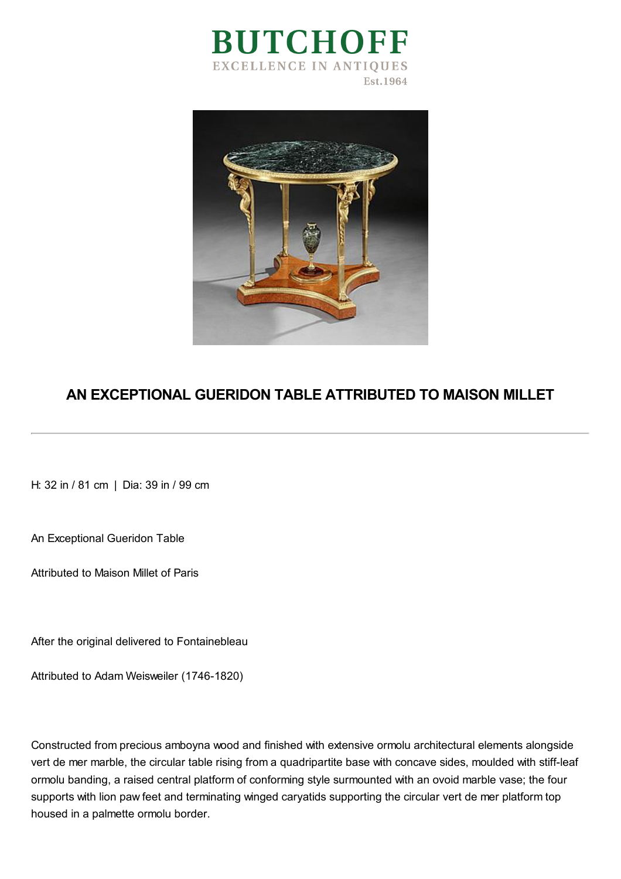# BUTCHOFF

EXCELLENCE IN ANTIQUES

Est.1964

## AN EXCEPTIONAL GUERIDON TABLE ATTRIBUTED TO MAISON MILLET

---

H: 32 in / 81 cm | Dia: 39 in / 99 cm

An Exceptional Gueridon Table

Attributed to Maison Millet of Paris

After the original delivered to Fontainebleau

Attributed to Adam Weisweiler (1746-1820)

Constructed from precious amboyna wood and finished with extensive ormolu architectural elements alongside vert de mer marble, the circular table rising from a quadripartite base with concave sides, moulded with stiff-leaf ormolu banding, a raised central platform of conforming style surmounted with an ovoid marble vase; the four supports with lion paw feet and terminating winged caryatids supporting the circular vert de mer platform top housed in a palmette ormolu border.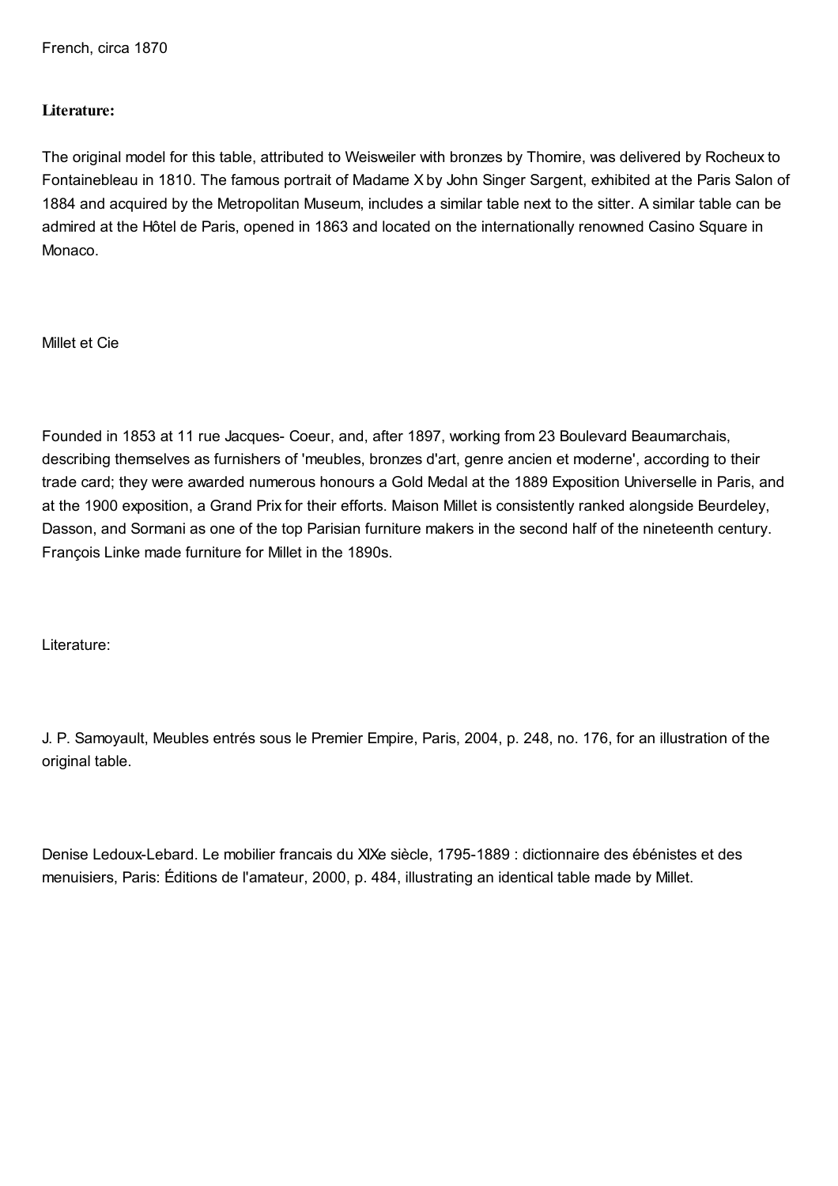French, circa 1870

**Literature:**

The original model for this table, attributed to Weisweiler with bronzes by Thomire, was delivered by Rocheux to Fontainebleau in 1810. The famous portrait of Madame X by John Singer Sargent, exhibited at the Paris Salon of 1884 and acquired by the Metropolitan Museum, includes a similar table next to the sitter. A similar table can be admired at the Hôtel de Paris, opened in 1863 and located on the internationally renowned Casino Square in Monaco.

Millet et Cie

Founded in 1853 at 11 rue Jacques- Coeur, and, after 1897, working from 23 Boulevard Beaumarchais, describing themselves as furnishers of 'meubles, bronzes d'art, genre ancien et moderne', according to their trade card; they were awarded numerous honours a Gold Medal at the 1889 Exposition Universelle in Paris, and at the 1900 exposition, a Grand Prix for their efforts. Maison Millet is consistently ranked alongside Beurdeley, Dasson, and Sormani as one of the top Parisian furniture makers in the second half of the nineteenth century. François Linke made furniture for Millet in the 1890s.

Literature:

J. P. Samoyault, Meubles entrés sous le Premier Empire, Paris, 2004, p. 248, no. 176, for an illustration of the original table.

Denise Ledoux-Lebard. Le mobilier francais du XIXe siècle, 1795-1889 : dictionnaire des ébénistes et des menuisiers, Paris: Éditions de l'amateur, 2000, p. 484, illustrating an identical table made by Millet.